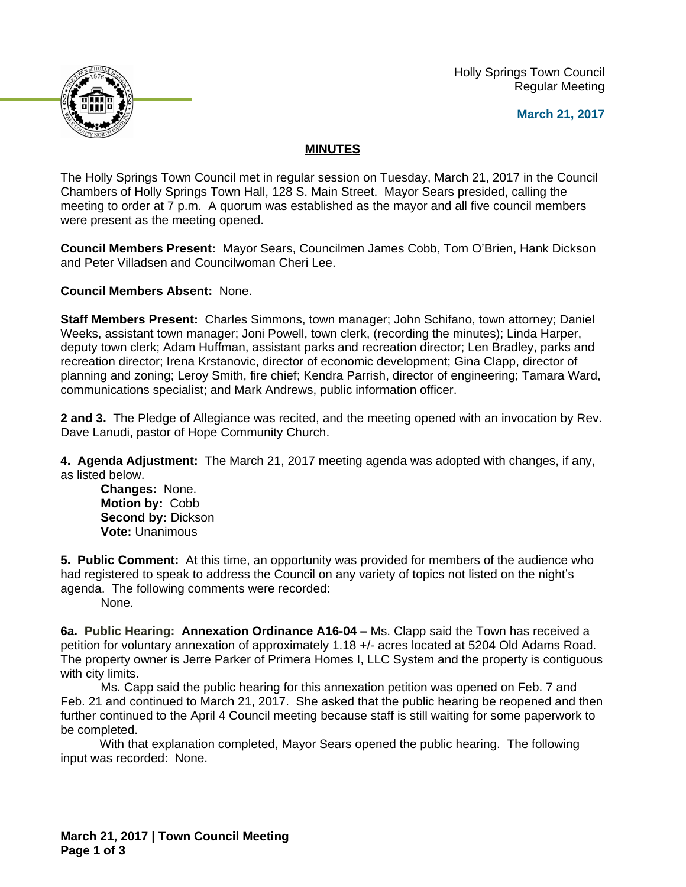Holly Springs Town Council
Regular Meeting

**March 21, 2017**

## MINUTES

The Holly Springs Town Council met in regular session on Tuesday, March 21, 2017 in the Council Chambers of Holly Springs Town Hall, 128 S. Main Street. Mayor Sears presided, calling the meeting to order at 7 p.m. A quorum was established as the mayor and all five council members were present as the meeting opened.

**Council Members Present:** Mayor Sears, Councilmen James Cobb, Tom O'Brien, Hank Dickson and Peter Villadsen and Councilwoman Cheri Lee.

**Council Members Absent:** None.

**Staff Members Present:** Charles Simmons, town manager; John Schifano, town attorney; Daniel Weeks, assistant town manager; Joni Powell, town clerk, (recording the minutes); Linda Harper, deputy town clerk; Adam Huffman, assistant parks and recreation director; Len Bradley, parks and recreation director; Irena Krstanovic, director of economic development; Gina Clapp, director of planning and zoning; Leroy Smith, fire chief; Kendra Parrish, director of engineering; Tamara Ward, communications specialist; and Mark Andrews, public information officer.

**2 and 3.** The Pledge of Allegiance was recited, and the meeting opened with an invocation by Rev. Dave Lanudi, pastor of Hope Community Church.

**4. Agenda Adjustment:** The March 21, 2017 meeting agenda was adopted with changes, if any, as listed below.

**Changes:** None.
**Motion by:** Cobb
**Second by:** Dickson
**Vote:** Unanimous

**5. Public Comment:** At this time, an opportunity was provided for members of the audience who had registered to speak to address the Council on any variety of topics not listed on the night's agenda. The following comments were recorded:

None.

**6a. Public Hearing: Annexation Ordinance A16-04 –** Ms. Clapp said the Town has received a petition for voluntary annexation of approximately 1.18 +/- acres located at 5204 Old Adams Road. The property owner is Jerre Parker of Primera Homes I, LLC System and the property is contiguous with city limits.

Ms. Capp said the public hearing for this annexation petition was opened on Feb. 7 and Feb. 21 and continued to March 21, 2017. She asked that the public hearing be reopened and then further continued to the April 4 Council meeting because staff is still waiting for some paperwork to be completed.

With that explanation completed, Mayor Sears opened the public hearing. The following input was recorded: None.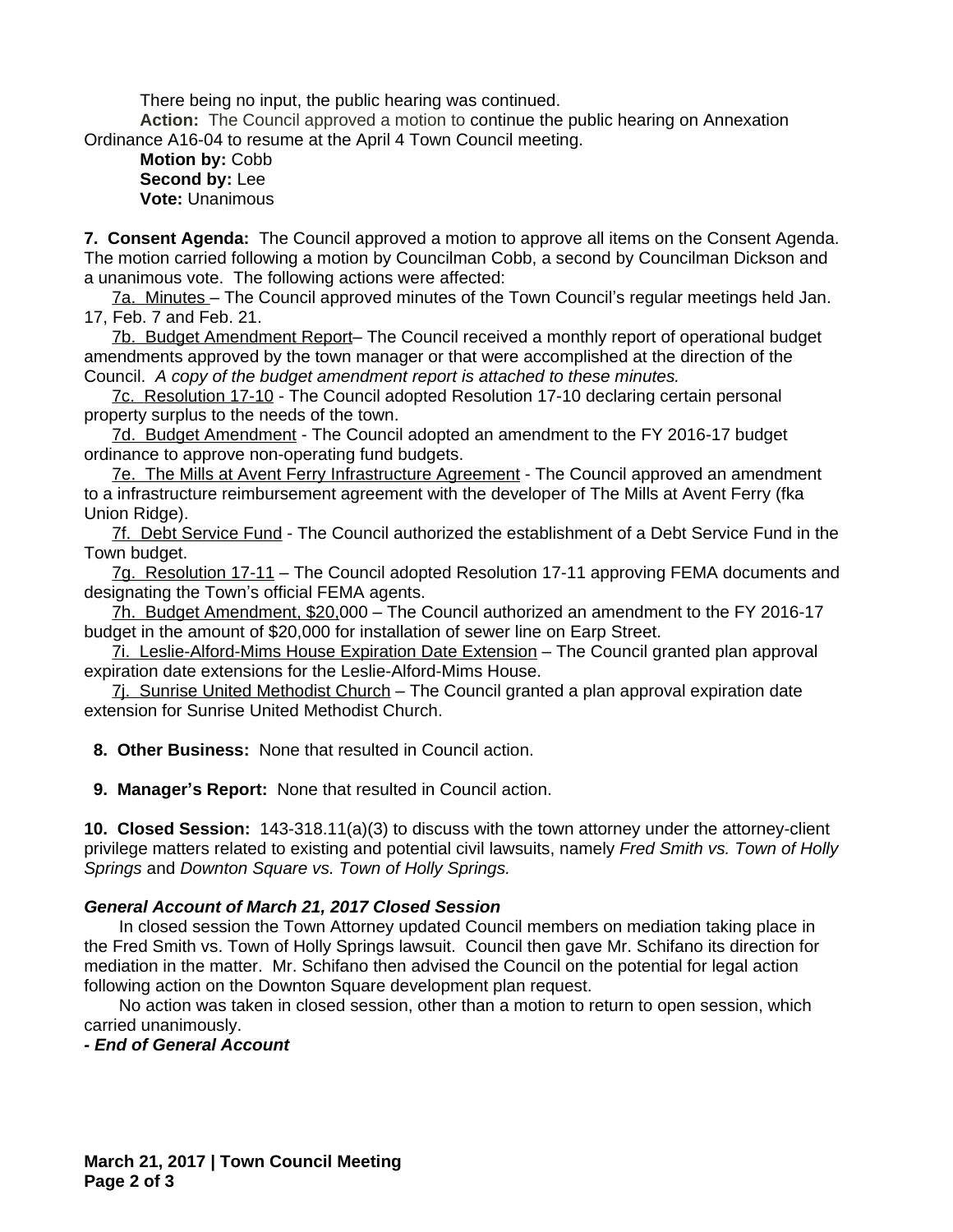There being no input, the public hearing was continued.

**Action:** The Council approved a motion to continue the public hearing on Annexation Ordinance A16-04 to resume at the April 4 Town Council meeting.

**Motion by:** Cobb
**Second by:** Lee
**Vote:** Unanimous

**7. Consent Agenda:** The Council approved a motion to approve all items on the Consent Agenda. The motion carried following a motion by Councilman Cobb, a second by Councilman Dickson and a unanimous vote. The following actions were affected:

7a. Minutes – The Council approved minutes of the Town Council's regular meetings held Jan. 17, Feb. 7 and Feb. 21.

7b. Budget Amendment Report– The Council received a monthly report of operational budget amendments approved by the town manager or that were accomplished at the direction of the Council. *A copy of the budget amendment report is attached to these minutes.*

7c. Resolution 17-10 - The Council adopted Resolution 17-10 declaring certain personal property surplus to the needs of the town.

7d. Budget Amendment - The Council adopted an amendment to the FY 2016-17 budget ordinance to approve non-operating fund budgets.

7e. The Mills at Avent Ferry Infrastructure Agreement - The Council approved an amendment to a infrastructure reimbursement agreement with the developer of The Mills at Avent Ferry (fka Union Ridge).

7f. Debt Service Fund - The Council authorized the establishment of a Debt Service Fund in the Town budget.

7g. Resolution 17-11 – The Council adopted Resolution 17-11 approving FEMA documents and designating the Town's official FEMA agents.

7h. Budget Amendment, $20,000 – The Council authorized an amendment to the FY 2016-17 budget in the amount of $20,000 for installation of sewer line on Earp Street.

7i. Leslie-Alford-Mims House Expiration Date Extension – The Council granted plan approval expiration date extensions for the Leslie-Alford-Mims House.

7j. Sunrise United Methodist Church – The Council granted a plan approval expiration date extension for Sunrise United Methodist Church.

**8. Other Business:** None that resulted in Council action.

**9. Manager's Report:** None that resulted in Council action.

**10. Closed Session:** 143-318.11(a)(3) to discuss with the town attorney under the attorney-client privilege matters related to existing and potential civil lawsuits, namely *Fred Smith vs. Town of Holly Springs* and *Downton Square vs. Town of Holly Springs.*

***General Account of March 21, 2017 Closed Session***

In closed session the Town Attorney updated Council members on mediation taking place in the Fred Smith vs. Town of Holly Springs lawsuit. Council then gave Mr. Schifano its direction for mediation in the matter. Mr. Schifano then advised the Council on the potential for legal action following action on the Downton Square development plan request.

No action was taken in closed session, other than a motion to return to open session, which carried unanimously.

***- End of General Account***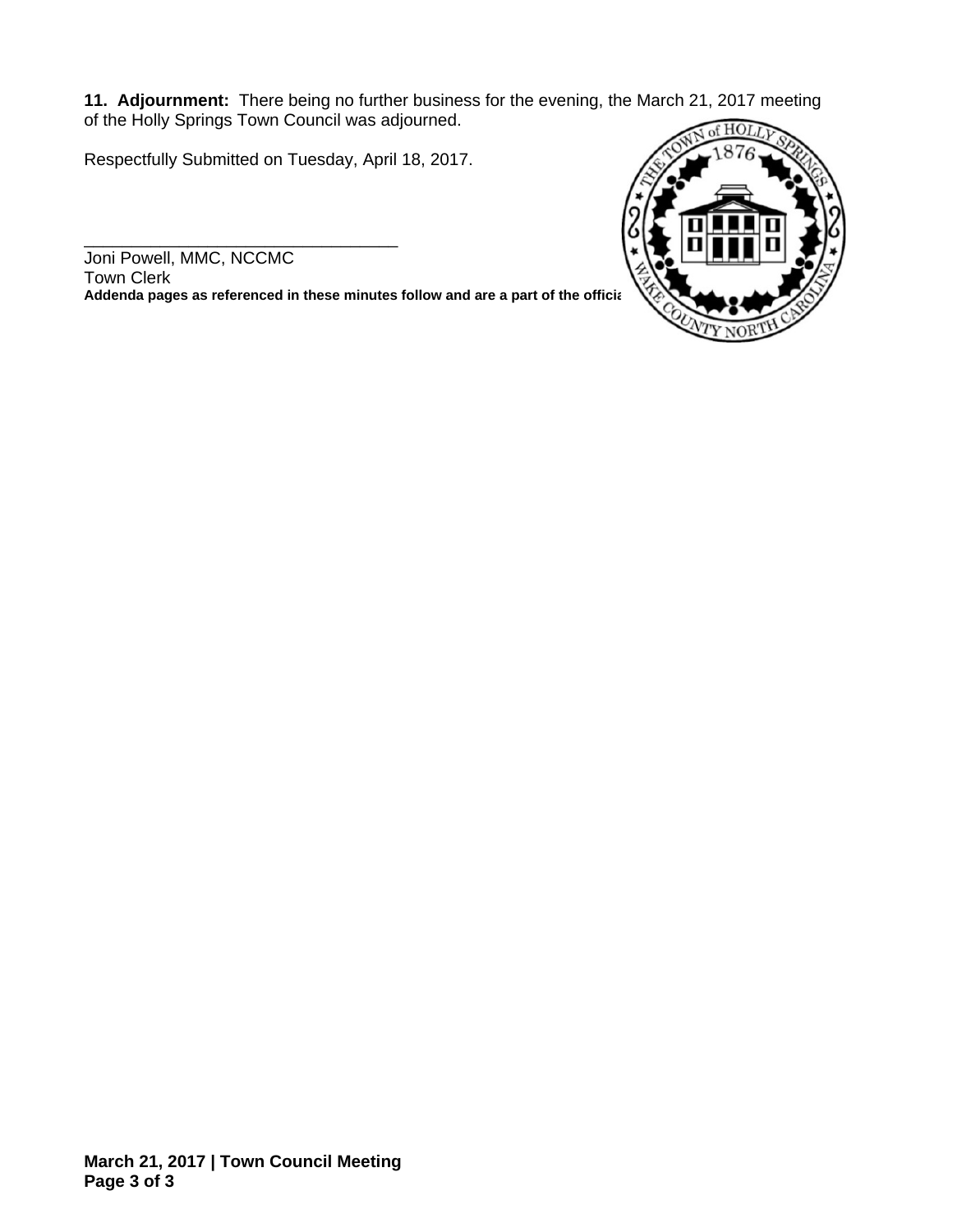**11. Adjournment:** There being no further business for the evening, the March 21, 2017 meeting of the Holly Springs Town Council was adjourned.

Respectfully Submitted on Tuesday, April 18, 2017.

___________________________________

Joni Powell, MMC, NCCMC
Town Clerk

**Addenda pages as referenced in these minutes follow and are a part of the officia**